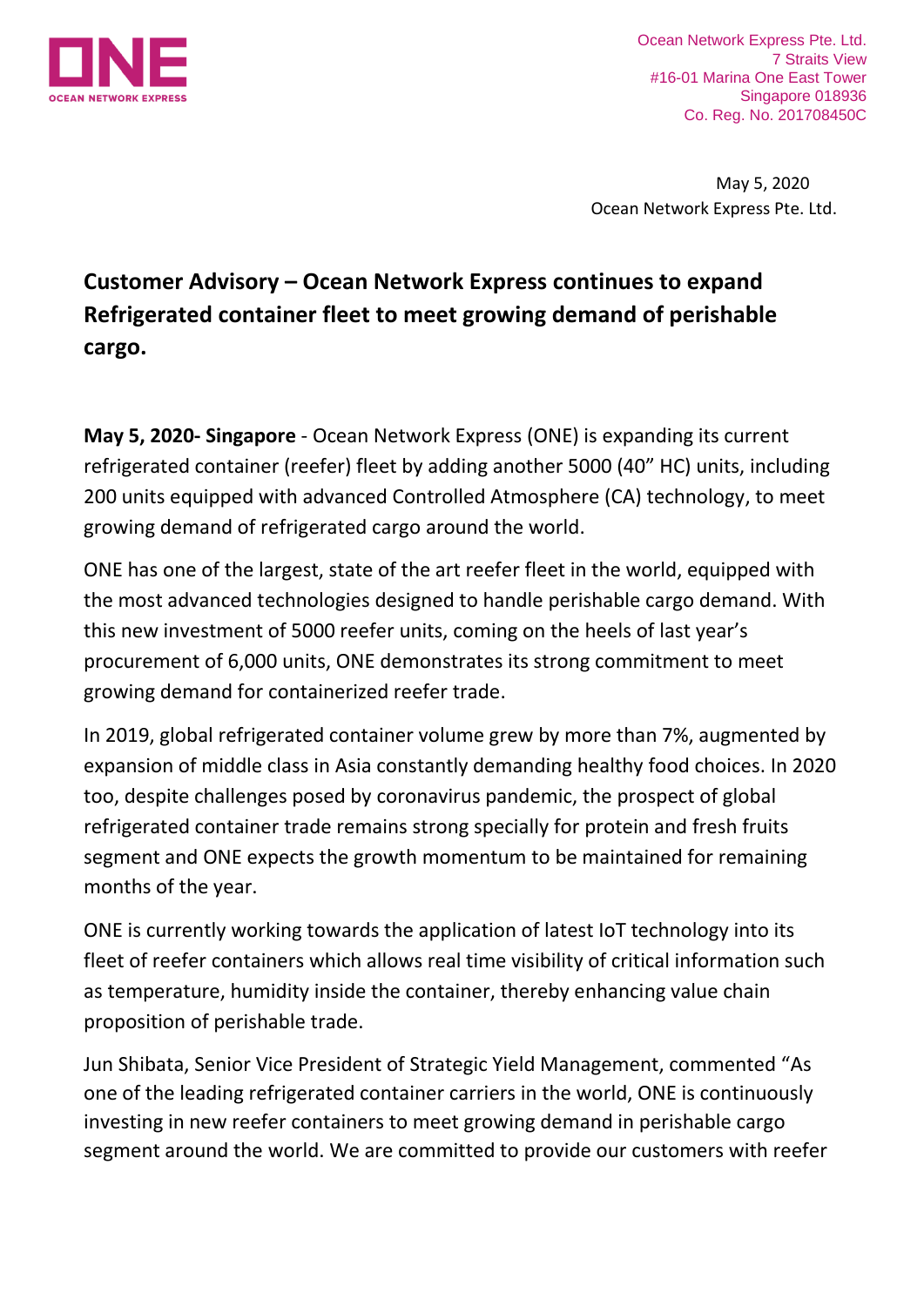ONE OCEAN NETWORK EXPRESS

Ocean Network Express Pte. Ltd.
7 Straits View
#16-01 Marina One East Tower
Singapore 018936
Co. Reg. No. 201708450C

May 5, 2020
Ocean Network Express Pte. Ltd.

# Customer Advisory – Ocean Network Express continues to expand Refrigerated container fleet to meet growing demand of perishable cargo.

**May 5, 2020- Singapore** - Ocean Network Express (ONE) is expanding its current refrigerated container (reefer) fleet by adding another 5000 (40" HC) units, including 200 units equipped with advanced Controlled Atmosphere (CA) technology, to meet growing demand of refrigerated cargo around the world.

ONE has one of the largest, state of the art reefer fleet in the world, equipped with the most advanced technologies designed to handle perishable cargo demand. With this new investment of 5000 reefer units, coming on the heels of last year's procurement of 6,000 units, ONE demonstrates its strong commitment to meet growing demand for containerized reefer trade.

In 2019, global refrigerated container volume grew by more than 7%, augmented by expansion of middle class in Asia constantly demanding healthy food choices. In 2020 too, despite challenges posed by coronavirus pandemic, the prospect of global refrigerated container trade remains strong specially for protein and fresh fruits segment and ONE expects the growth momentum to be maintained for remaining months of the year.

ONE is currently working towards the application of latest IoT technology into its fleet of reefer containers which allows real time visibility of critical information such as temperature, humidity inside the container, thereby enhancing value chain proposition of perishable trade.

Jun Shibata, Senior Vice President of Strategic Yield Management, commented "As one of the leading refrigerated container carriers in the world, ONE is continuously investing in new reefer containers to meet growing demand in perishable cargo segment around the world. We are committed to provide our customers with reefer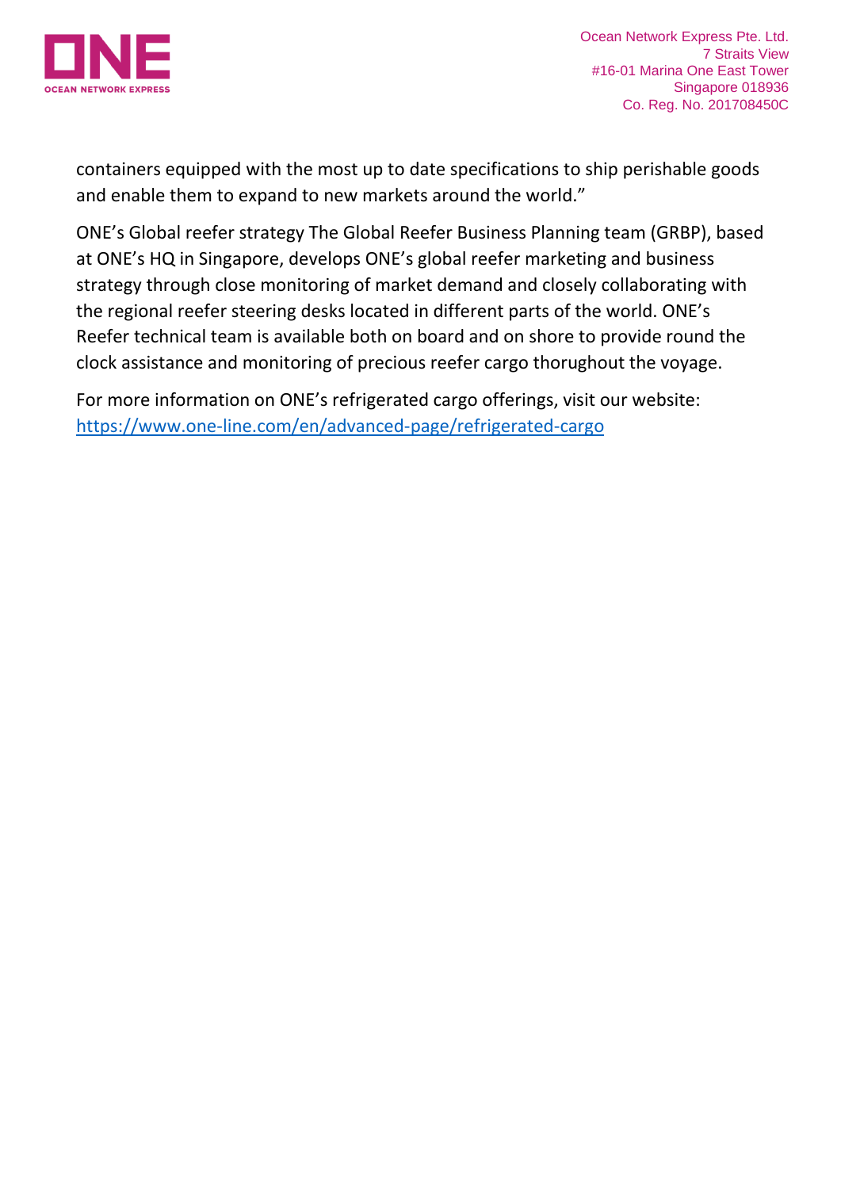containers equipped with the most up to date specifications to ship perishable goods and enable them to expand to new markets around the world."

ONE's Global reefer strategy The Global Reefer Business Planning team (GRBP), based at ONE's HQ in Singapore, develops ONE's global reefer marketing and business strategy through close monitoring of market demand and closely collaborating with the regional reefer steering desks located in different parts of the world. ONE's Reefer technical team is available both on board and on shore to provide round the clock assistance and monitoring of precious reefer cargo thorughout the voyage.

For more information on ONE's refrigerated cargo offerings, visit our website: https://www.one-line.com/en/advanced-page/refrigerated-cargo